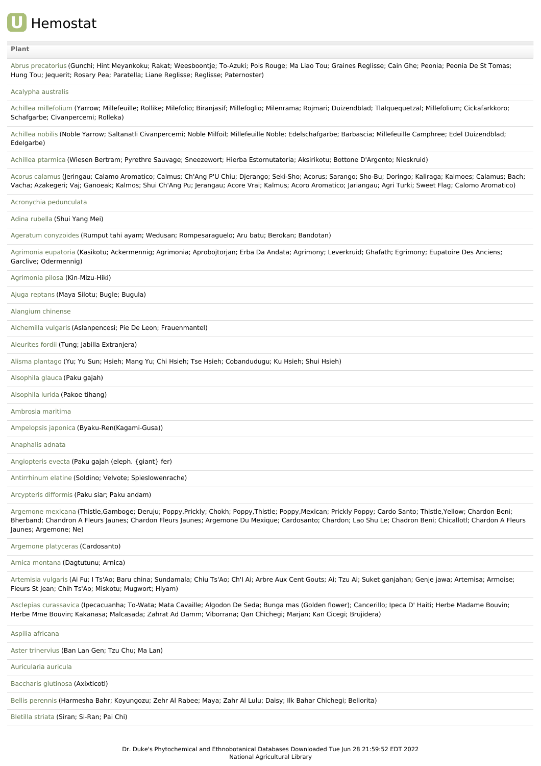# Hemostat

| Plant |
|---|
| Abrus precatorius (Gunchi; Hint Meyankoku; Rakat; Weesboontje; To-Azuki; Pois Rouge; Ma Liao Tou; Graines Reglisse; Cain Ghe; Peonia; Peonia De St Tomas; Hung Tou; Jequerit; Rosary Pea; Paratella; Liane Reglisse; Reglisse; Paternoster) |
| Acalypha australis |
| Achillea millefolium (Yarrow; Millefeuille; Rollike; Milefolio; Biranjasif; Millefoglio; Milenrama; Rojmari; Duizendblad; Tlalquequetzal; Millefolium; Cickafarkkoro; Schafgarbe; Civanpercemi; Rolleka) |
| Achillea nobilis (Noble Yarrow; Saltanatli Civanpercemi; Noble Milfoil; Millefeuille Noble; Edelschafgarbe; Barbascia; Millefeuille Camphree; Edel Duizendblad; Edelgarbe) |
| Achillea ptarmica (Wiesen Bertram; Pyrethre Sauvage; Sneezewort; Hierba Estornutatoria; Aksirikotu; Bottone D'Argento; Nieskruid) |
| Acorus calamus (Jeringau; Calamo Aromatico; Calmus; Ch'Ang P'U Chiu; Djerango; Seki-Sho; Acorus; Sarango; Sho-Bu; Doringo; Kaliraga; Kalmoes; Calamus; Bach; Vacha; Azakegeri; Vaj; Ganoeak; Kalmos; Shui Ch'Ang Pu; Jerangau; Acore Vrai; Kalmus; Acoro Aromatico; Jariangau; Agri Turki; Sweet Flag; Calomo Aromatico) |
| Acronychia pedunculata |
| Adina rubella (Shui Yang Mei) |
| Ageratum conyzoides (Rumput tahi ayam; Wedusan; Rompesaraguelo; Aru batu; Berokan; Bandotan) |
| Agrimonia eupatoria (Kasikotu; Ackermennig; Agrimonia; Aprobojtorjan; Erba Da Andata; Agrimony; Leverkruid; Ghafath; Egrimony; Eupatoire Des Anciens; Garclive; Odermennig) |
| Agrimonia pilosa (Kin-Mizu-Hiki) |
| Ajuga reptans (Maya Silotu; Bugle; Bugula) |
| Alangium chinense |
| Alchemilla vulgaris (Aslanpencesi; Pie De Leon; Frauenmantel) |
| Aleurites fordii (Tung; Jabilla Extranjera) |
| Alisma plantago (Yu; Yu Sun; Hsieh; Mang Yu; Chi Hsieh; Tse Hsieh; Cobandudugu; Ku Hsieh; Shui Hsieh) |
| Alsophila glauca (Paku gajah) |
| Alsophila lurida (Pakoe tihang) |
| Ambrosia maritima |
| Ampelopsis japonica (Byaku-Ren(Kagami-Gusa)) |
| Anaphalis adnata |
| Angiopteris evecta (Paku gajah (eleph. {giant} fer) |
| Antirrhinum elatine (Soldino; Velvote; Spieslowenrache) |
| Arcypteris difformis (Paku siar; Paku andam) |
| Argemone mexicana (Thistle,Gamboge; Deruju; Poppy,Prickly; Chokh; Poppy,Thistle; Poppy,Mexican; Prickly Poppy; Cardo Santo; Thistle,Yellow; Chardon Beni; Bherband; Chandron A Fleurs Jaunes; Chardon Fleurs Jaunes; Argemone Du Mexique; Cardosanto; Chardon; Lao Shu Le; Chadron Beni; Chicallotl; Chardon A Fleurs Jaunes; Argemone; Ne) |
| Argemone platyceras (Cardosanto) |
| Arnica montana (Dagtutunu; Arnica) |
| Artemisia vulgaris (Ai Fu; I Ts'Ao; Baru china; Sundamala; Chiu Ts'Ao; Ch'I Ai; Arbre Aux Cent Gouts; Ai; Tzu Ai; Suket ganjahan; Genje jawa; Artemisa; Armoise; Fleurs St Jean; Chih Ts'Ao; Miskotu; Mugwort; Hiyam) |
| Asclepias curassavica (Ipecacuanha; To-Wata; Mata Cavaille; Algodon De Seda; Bunga mas (Golden flower); Cancerillo; Ipeca D' Haiti; Herbe Madame Bouvin; Herbe Mme Bouvin; Kakanasa; Malcasada; Zahrat Ad Damm; Viborrana; Qan Chichegi; Marjan; Kan Cicegi; Brujidera) |
| Aspilia africana |
| Aster trinervius (Ban Lan Gen; Tzu Chu; Ma Lan) |
| Auricularia auricula |
| Baccharis glutinosa (Axixtlcotl) |
| Bellis perennis (Harmesha Bahr; Koyungozu; Zehr Al Rabee; Maya; Zahr Al Lulu; Daisy; Ilk Bahar Chichegi; Bellorita) |
| Bletilla striata (Siran; Si-Ran; Pai Chi) |

Dr. Duke's Phytochemical and Ethnobotanical Databases Downloaded Tue Jun 28 21:59:52 EDT 2022
National Agricultural Library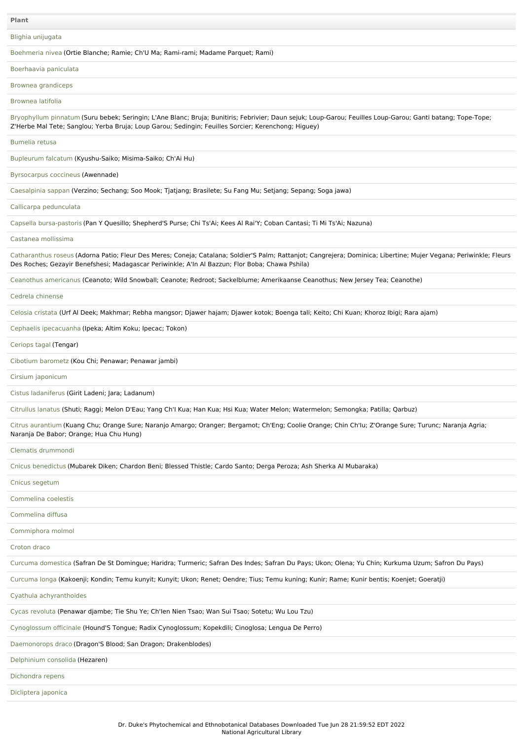| Plant |
| --- |
| Blighia unijugata |
| Boehmeria nivea (Ortie Blanche; Ramie; Ch'U Ma; Rami-rami; Madame Parquet; Rami) |
| Boerhaavia paniculata |
| Brownea grandiceps |
| Brownea latifolia |
| Bryophyllum pinnatum (Suru bebek; Seringin; L'Ane Blanc; Bruja; Bunitiris; Febrivier; Daun sejuk; Loup-Garou; Feuilles Loup-Garou; Ganti batang; Tope-Tope; Z'Herbe Mal Tete; Sanglou; Yerba Bruja; Loup Garou; Sedingin; Feuilles Sorcier; Kerenchong; Higuey) |
| Bumelia retusa |
| Bupleurum falcatum (Kyushu-Saiko; Misima-Saiko; Ch'Ai Hu) |
| Byrsocarpus coccineus (Awennade) |
| Caesalpinia sappan (Verzino; Sechang; Soo Mook; Tjatjang; Brasilete; Su Fang Mu; Setjang; Sepang; Soga jawa) |
| Callicarpa pedunculata |
| Capsella bursa-pastoris (Pan Y Quesillo; Shepherd'S Purse; Chi Ts'Ai; Kees Al Rai'Y; Coban Cantasi; Ti Mi Ts'Ai; Nazuna) |
| Castanea mollissima |
| Catharanthus roseus (Adorna Patio; Fleur Des Meres; Coneja; Catalana; Soldier'S Palm; Rattanjot; Cangrejera; Dominica; Libertine; Mujer Vegana; Periwinkle; Fleurs Des Roches; Gezayir Benefshesi; Madagascar Periwinkle; A'In Al Bazzun; Flor Boba; Chawa Pshila) |
| Ceanothus americanus (Ceanoto; Wild Snowball; Ceanote; Redroot; Sackelblume; Amerikaanse Ceanothus; New Jersey Tea; Ceanothe) |
| Cedrela chinense |
| Celosia cristata (Urf Al Deek; Makhmar; Rebha mangsor; Djawer hajam; Djawer kotok; Boenga tali; Keito; Chi Kuan; Khoroz Ibigi; Rara ajam) |
| Cephaelis ipecacuanha (Ipeka; Altim Koku; Ipecac; Tokon) |
| Ceriops tagal (Tengar) |
| Cibotium barometz (Kou Chi; Penawar; Penawar jambi) |
| Cirsium japonicum |
| Cistus ladaniferus (Girit Ladeni; Jara; Ladanum) |
| Citrullus lanatus (Shuti; Raggi; Melon D'Eau; Yang Ch'I Kua; Han Kua; Hsi Kua; Water Melon; Watermelon; Semongka; Patilla; Qarbuz) |
| Citrus aurantium (Kuang Chu; Orange Sure; Naranjo Amargo; Oranger; Bergamot; Ch'Eng; Coolie Orange; Chin Ch'Iu; Z'Orange Sure; Turunc; Naranja Agria; Naranja De Babor; Orange; Hua Chu Hung) |
| Clematis drummondi |
| Cnicus benedictus (Mubarek Diken; Chardon Beni; Blessed Thistle; Cardo Santo; Derga Peroza; Ash Sherka Al Mubaraka) |
| Cnicus segetum |
| Commelina coelestis |
| Commelina diffusa |
| Commiphora molmol |
| Croton draco |
| Curcuma domestica (Safran De St Domingue; Haridra; Turmeric; Safran Des Indes; Safran Du Pays; Ukon; Olena; Yu Chin; Kurkuma Uzum; Safron Du Pays) |
| Curcuma longa (Kakoenji; Kondin; Temu kunyit; Kunyit; Ukon; Renet; Oendre; Tius; Temu kuning; Kunir; Rame; Kunir bentis; Koenjet; Goeratji) |
| Cyathula achyranthoides |
| Cycas revoluta (Penawar djambe; Tie Shu Ye; Ch'Ien Nien Tsao; Wan Sui Tsao; Sotetu; Wu Lou Tzu) |
| Cynoglossum officinale (Hound'S Tongue; Radix Cynoglossum; Kopekdili; Cinoglosa; Lengua De Perro) |
| Daemonorops draco (Dragon'S Blood; San Dragon; Drakenblodes) |
| Delphinium consolida (Hezaren) |
| Dichondra repens |
| Dicliptera japonica |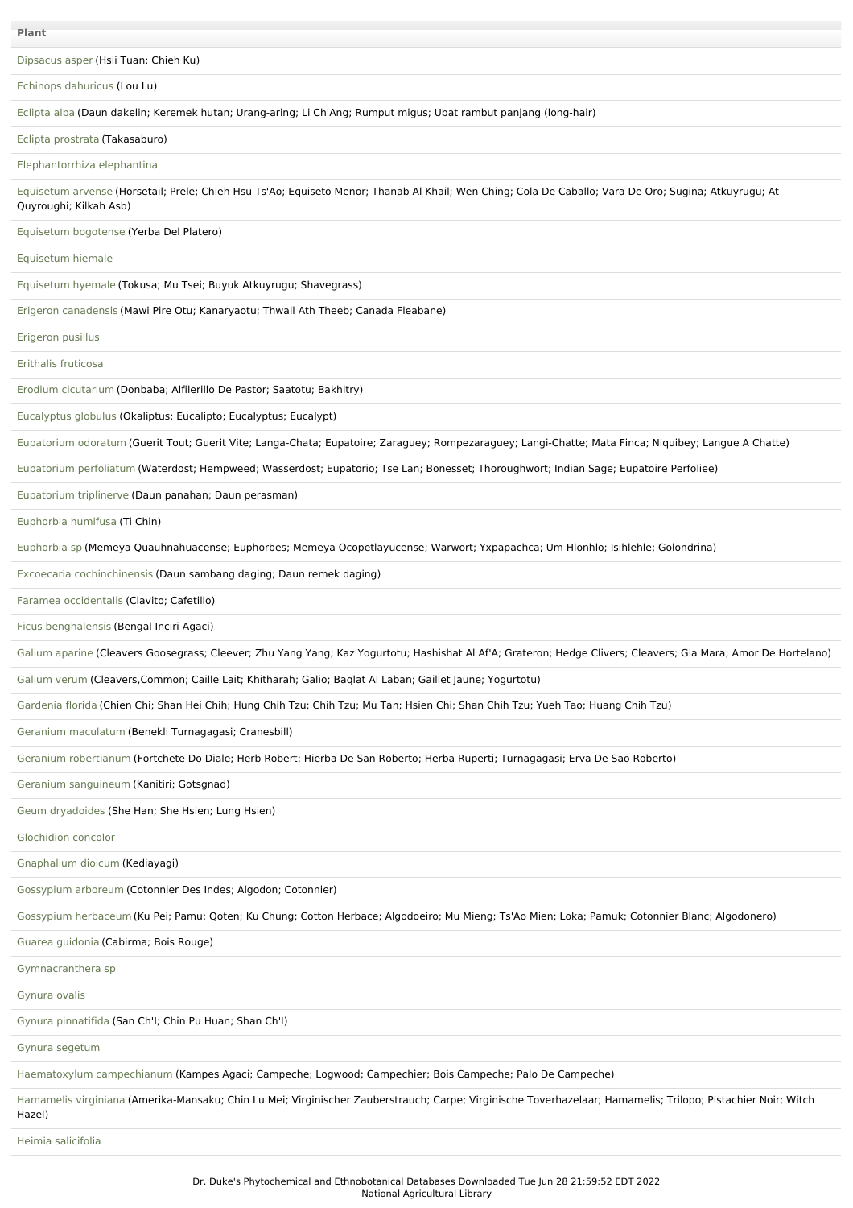| Plant |
| --- |
| Dipsacus asper (Hsii Tuan; Chieh Ku) |
| Echinops dahuricus (Lou Lu) |
| Eclipta alba (Daun dakelin; Keremek hutan; Urang-aring; Li Ch'Ang; Rumput migus; Ubat rambut panjang (long-hair) |
| Eclipta prostrata (Takasaburo) |
| Elephantorrhiza elephantina |
| Equisetum arvense (Horsetail; Prele; Chieh Hsu Ts'Ao; Equiseto Menor; Thanab Al Khail; Wen Ching; Cola De Caballo; Vara De Oro; Sugina; Atkuyrugu; At Quyroughi; Kilkah Asb) |
| Equisetum bogotense (Yerba Del Platero) |
| Equisetum hiemale |
| Equisetum hyemale (Tokusa; Mu Tsei; Buyuk Atkuyrugu; Shavegrass) |
| Erigeron canadensis (Mawi Pire Otu; Kanaryaotu; Thwail Ath Theeb; Canada Fleabane) |
| Erigeron pusillus |
| Erithalis fruticosa |
| Erodium cicutarium (Donbaba; Alfilerillo De Pastor; Saatotu; Bakhitry) |
| Eucalyptus globulus (Okaliptus; Eucalipto; Eucalyptus; Eucalypt) |
| Eupatorium odoratum (Guerit Tout; Guerit Vite; Langa-Chata; Eupatoire; Zaraguey; Rompezaraguey; Langi-Chatte; Mata Finca; Niquibey; Langue A Chatte) |
| Eupatorium perfoliatum (Waterdost; Hempweed; Wasserdost; Eupatorio; Tse Lan; Bonesset; Thoroughwort; Indian Sage; Eupatoire Perfoliee) |
| Eupatorium triplinerve (Daun panahan; Daun perasman) |
| Euphorbia humifusa (Ti Chin) |
| Euphorbia sp (Memeya Quauhnahuacense; Euphorbes; Memeya Ocopetlayucense; Warwort; Yxpapachca; Um Hlonhlo; Isihlehle; Golondrina) |
| Excoecaria cochinchinensis (Daun sambang daging; Daun remek daging) |
| Faramea occidentalis (Clavito; Cafetillo) |
| Ficus benghalensis (Bengal Inciri Agaci) |
| Galium aparine (Cleavers Goosegrass; Cleever; Zhu Yang Yang; Kaz Yogurtotu; Hashishat Al Af'A; Grateron; Hedge Clivers; Cleavers; Gia Mara; Amor De Hortelano) |
| Galium verum (Cleavers,Common; Caille Lait; Khitharah; Galio; Baqlat Al Laban; Gaillet Jaune; Yogurtotu) |
| Gardenia florida (Chien Chi; Shan Hei Chih; Hung Chih Tzu; Chih Tzu; Mu Tan; Hsien Chi; Shan Chih Tzu; Yueh Tao; Huang Chih Tzu) |
| Geranium maculatum (Benekli Turnagagasi; Cranesbill) |
| Geranium robertianum (Fortchete Do Diale; Herb Robert; Hierba De San Roberto; Herba Ruperti; Turnagagasi; Erva De Sao Roberto) |
| Geranium sanguineum (Kanitiri; Gotsgnad) |
| Geum dryadoides (She Han; She Hsien; Lung Hsien) |
| Glochidion concolor |
| Gnaphalium dioicum (Kediayagi) |
| Gossypium arboreum (Cotonnier Des Indes; Algodon; Cotonnier) |
| Gossypium herbaceum (Ku Pei; Pamu; Qoten; Ku Chung; Cotton Herbace; Algodoeiro; Mu Mieng; Ts'Ao Mien; Loka; Pamuk; Cotonnier Blanc; Algodonero) |
| Guarea guidonia (Cabirma; Bois Rouge) |
| Gymnacranthera sp |
| Gynura ovalis |
| Gynura pinnatifida (San Ch'I; Chin Pu Huan; Shan Ch'I) |
| Gynura segetum |
| Haematoxylum campechianum (Kampes Agaci; Campeche; Logwood; Campechier; Bois Campeche; Palo De Campeche) |
| Hamamelis virginiana (Amerika-Mansaku; Chin Lu Mei; Virginischer Zauberstrauch; Carpe; Virginische Toverhazelaar; Hamamelis; Trilopo; Pistachier Noir; Witch Hazel) |
| Heimia salicifolia |

Dr. Duke's Phytochemical and Ethnobotanical Databases Downloaded Tue Jun 28 21:59:52 EDT 2022
National Agricultural Library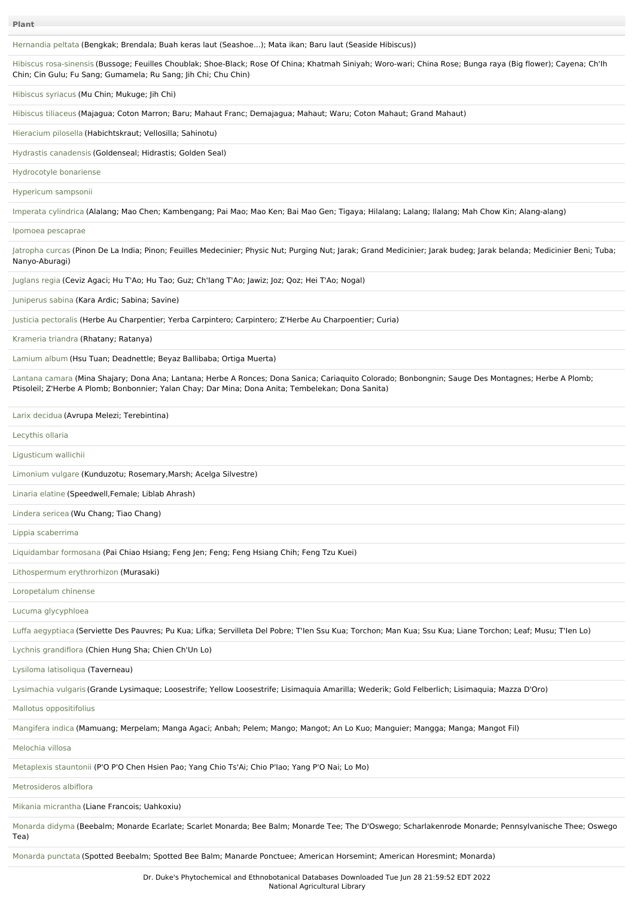| Plant |
| --- |
| Hernandia peltata (Bengkak; Brendala; Buah keras laut (Seashoe...); Mata ikan; Baru laut (Seaside Hibiscus)) |
| Hibiscus rosa-sinensis (Bussoge; Feuilles Choublak; Shoe-Black; Rose Of China; Khatmah Siniyah; Woro-wari; China Rose; Bunga raya (Big flower); Cayena; Ch'Ih Chin; Cin Gulu; Fu Sang; Gumamela; Ru Sang; Jih Chi; Chu Chin) |
| Hibiscus syriacus (Mu Chin; Mukuge; Jih Chi) |
| Hibiscus tiliaceus (Majagua; Coton Marron; Baru; Mahaut Franc; Demajagua; Mahaut; Waru; Coton Mahaut; Grand Mahaut) |
| Hieracium pilosella (Habichtskraut; Vellosilla; Sahinotu) |
| Hydrastis canadensis (Goldenseal; Hidrastis; Golden Seal) |
| Hydrocotyle bonariense |
| Hypericum sampsonii |
| Imperata cylindrica (Alalang; Mao Chen; Kambengang; Pai Mao; Mao Ken; Bai Mao Gen; Tigaya; Hilalang; Lalang; Ilalang; Mah Chow Kin; Alang-alang) |
| Ipomoea pescaprae |
| Jatropha curcas (Pinon De La India; Pinon; Feuilles Medecinier; Physic Nut; Purging Nut; Jarak; Grand Medicinier; Jarak budeg; Jarak belanda; Medicinier Beni; Tuba; Nanyo-Aburagi) |
| Juglans regia (Ceviz Agaci; Hu T'Ao; Hu Tao; Guz; Ch'Iang T'Ao; Jawiz; Joz; Qoz; Hei T'Ao; Nogal) |
| Juniperus sabina (Kara Ardic; Sabina; Savine) |
| Justicia pectoralis (Herbe Au Charpentier; Yerba Carpintero; Carpintero; Z'Herbe Au Charpoentier; Curia) |
| Krameria triandra (Rhatany; Ratanya) |
| Lamium album (Hsu Tuan; Deadnettle; Beyaz Ballibaba; Ortiga Muerta) |
| Lantana camara (Mina Shajary; Dona Ana; Lantana; Herbe A Ronces; Dona Sanica; Cariaquito Colorado; Bonbongnin; Sauge Des Montagnes; Herbe A Plomb; Ptisoleil; Z'Herbe A Plomb; Bonbonnier; Yalan Chay; Dar Mina; Dona Anita; Tembelekan; Dona Sanita) |
| Larix decidua (Avrupa Melezi; Terebintina) |
| Lecythis ollaria |
| Ligusticum wallichii |
| Limonium vulgare (Kunduzotu; Rosemary,Marsh; Acelga Silvestre) |
| Linaria elatine (Speedwell,Female; Liblab Ahrash) |
| Lindera sericea (Wu Chang; Tiao Chang) |
| Lippia scaberrima |
| Liquidambar formosana (Pai Chiao Hsiang; Feng Jen; Feng; Feng Hsiang Chih; Feng Tzu Kuei) |
| Lithospermum erythrorhizon (Murasaki) |
| Loropetalum chinense |
| Lucuma glycyphloea |
| Luffa aegyptiaca (Serviette Des Pauvres; Pu Kua; Lifka; Servilleta Del Pobre; T'Ien Ssu Kua; Torchon; Man Kua; Ssu Kua; Liane Torchon; Leaf; Musu; T'Ien Lo) |
| Lychnis grandiflora (Chien Hung Sha; Chien Ch'Un Lo) |
| Lysiloma latisoliqua (Taverneau) |
| Lysimachia vulgaris (Grande Lysimaque; Loosestrife; Yellow Loosestrife; Lisimaquia Amarilla; Wederik; Gold Felberlich; Lisimaquia; Mazza D'Oro) |
| Mallotus oppositifolius |
| Mangifera indica (Mamuang; Merpelam; Manga Agaci; Anbah; Pelem; Mango; Mangot; An Lo Kuo; Manguier; Mangga; Manga; Mangot Fil) |
| Melochia villosa |
| Metaplexis stauntonii (P'O P'O Chen Hsien Pao; Yang Chio Ts'Ai; Chio P'Iao; Yang P'O Nai; Lo Mo) |
| Metrosideros albiflora |
| Mikania micrantha (Liane Francois; Uahkoxiu) |
| Monarda didyma (Beebalm; Monarde Ecarlate; Scarlet Monarda; Bee Balm; Monarde Tee; The D'Oswego; Scharlakenrode Monarde; Pennsylvanische Thee; Oswego Tea) |
| Monarda punctata (Spotted Beebalm; Spotted Bee Balm; Manarde Ponctuee; American Horsemint; American Horesmint; Monarda) |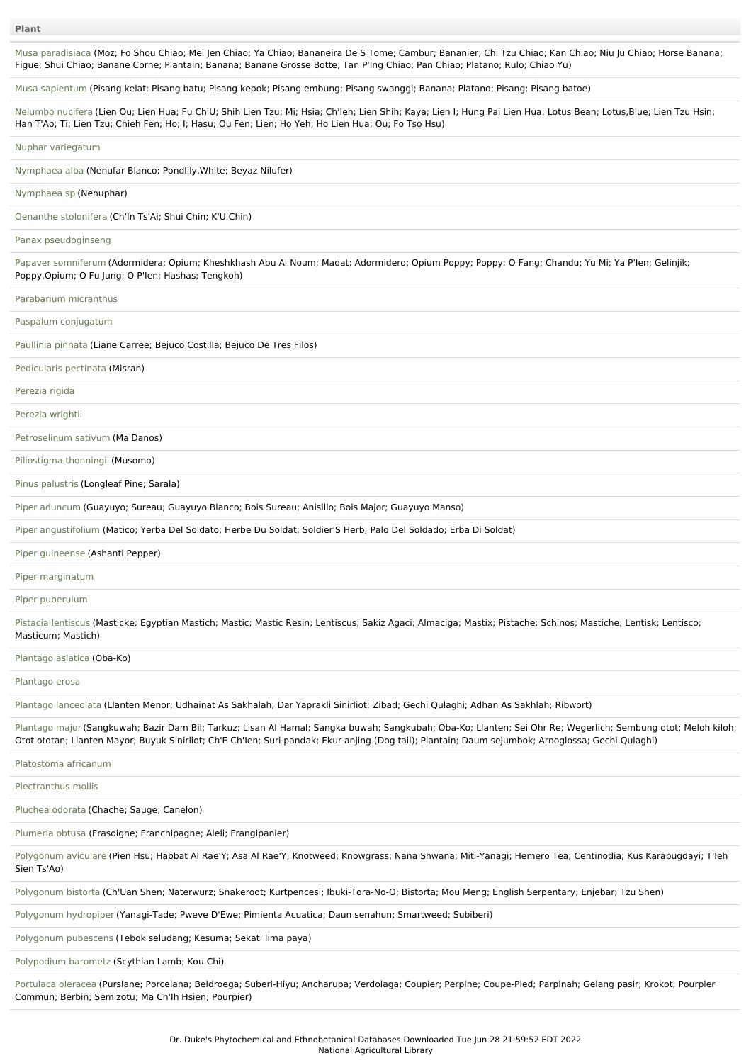| Plant |
|---|
| Musa paradisiaca (Moz; Fo Shou Chiao; Mei Jen Chiao; Ya Chiao; Bananeira De S Tome; Cambur; Bananier; Chi Tzu Chiao; Kan Chiao; Niu Ju Chiao; Horse Banana; Figue; Shui Chiao; Banane Corne; Plantain; Banana; Banane Grosse Botte; Tan P'Ing Chiao; Pan Chiao; Platano; Rulo; Chiao Yu) |
| Musa sapientum (Pisang kelat; Pisang batu; Pisang kepok; Pisang embung; Pisang swanggi; Banana; Platano; Pisang; Pisang batoe) |
| Nelumbo nucifera (Lien Ou; Lien Hua; Fu Ch'U; Shih Lien Tzu; Mi; Hsia; Ch'Ieh; Lien Shih; Kaya; Lien I; Hung Pai Lien Hua; Lotus Bean; Lotus,Blue; Lien Tzu Hsin; Han T'Ao; Ti; Lien Tzu; Chieh Fen; Ho; I; Hasu; Ou Fen; Lien; Ho Yeh; Ho Lien Hua; Ou; Fo Tso Hsu) |
| Nuphar variegatum |
| Nymphaea alba (Nenufar Blanco; Pondlily,White; Beyaz Nilufer) |
| Nymphaea sp (Nenuphar) |
| Oenanthe stolonifera (Ch'In Ts'Ai; Shui Chin; K'U Chin) |
| Panax pseudoginseng |
| Papaver somniferum (Adormidera; Opium; Kheshkhash Abu Al Noum; Madat; Adormidero; Opium Poppy; Poppy; O Fang; Chandu; Yu Mi; Ya P'Ien; Gelinjik; Poppy,Opium; O Fu Jung; O P'Ien; Hashas; Tengkoh) |
| Parabarium micranthus |
| Paspalum conjugatum |
| Paullinia pinnata (Liane Carree; Bejuco Costilla; Bejuco De Tres Filos) |
| Pedicularis pectinata (Misran) |
| Perezia rigida |
| Perezia wrightii |
| Petroselinum sativum (Ma'Danos) |
| Piliostigma thonningii (Musomo) |
| Pinus palustris (Longleaf Pine; Sarala) |
| Piper aduncum (Guayuyo; Sureau; Guayuyo Blanco; Bois Sureau; Anisillo; Bois Major; Guayuyo Manso) |
| Piper angustifolium (Matico; Yerba Del Soldato; Herbe Du Soldat; Soldier'S Herb; Palo Del Soldado; Erba Di Soldat) |
| Piper guineense (Ashanti Pepper) |
| Piper marginatum |
| Piper puberulum |
| Pistacia lentiscus (Masticke; Egyptian Mastich; Mastic; Mastic Resin; Lentiscus; Sakiz Agaci; Almaciga; Mastix; Pistache; Schinos; Mastiche; Lentisk; Lentisco; Masticum; Mastich) |
| Plantago asiatica (Oba-Ko) |
| Plantago erosa |
| Plantago lanceolata (Llanten Menor; Udhainat As Sakhalah; Dar Yaprakli Sinirliot; Zibad; Gechi Qulaghi; Adhan As Sakhlah; Ribwort) |
| Plantago major (Sangkuwah; Bazir Dam Bil; Tarkuz; Lisan Al Hamal; Sangka buwah; Sangkubah; Oba-Ko; Llanten; Sei Ohr Re; Wegerlich; Sembung otot; Meloh kiloh; Otot ototan; Llanten Mayor; Buyuk Sinirliot; Ch'E Ch'Ien; Suri pandak; Ekur anjing (Dog tail); Plantain; Daum sejumbok; Arnoglossa; Gechi Qulaghi) |
| Platostoma africanum |
| Plectranthus mollis |
| Pluchea odorata (Chache; Sauge; Canelon) |
| Plumeria obtusa (Frasoigne; Franchipagne; Aleli; Frangipanier) |
| Polygonum aviculare (Pien Hsu; Habbat Al Rae'Y; Asa Al Rae'Y; Knotweed; Knowgrass; Nana Shwana; Miti-Yanagi; Hemero Tea; Centinodia; Kus Karabugdayi; T'Ieh Sien Ts'Ao) |
| Polygonum bistorta (Ch'Uan Shen; Naterwurz; Snakeroot; Kurtpencesi; Ibuki-Tora-No-O; Bistorta; Mou Meng; English Serpentary; Enjebar; Tzu Shen) |
| Polygonum hydropiper (Yanagi-Tade; Pweve D'Ewe; Pimienta Acuatica; Daun senahun; Smartweed; Subiberi) |
| Polygonum pubescens (Tebok seludang; Kesuma; Sekati lima paya) |
| Polypodium barometz (Scythian Lamb; Kou Chi) |
| Portulaca oleracea (Purslane; Porcelana; Beldroega; Suberi-Hiyu; Ancharupa; Verdolaga; Coupier; Perpine; Coupe-Pied; Parpinah; Gelang pasir; Krokot; Pourpier Commun; Berbin; Semizotu; Ma Ch'Ih Hsien; Pourpier) |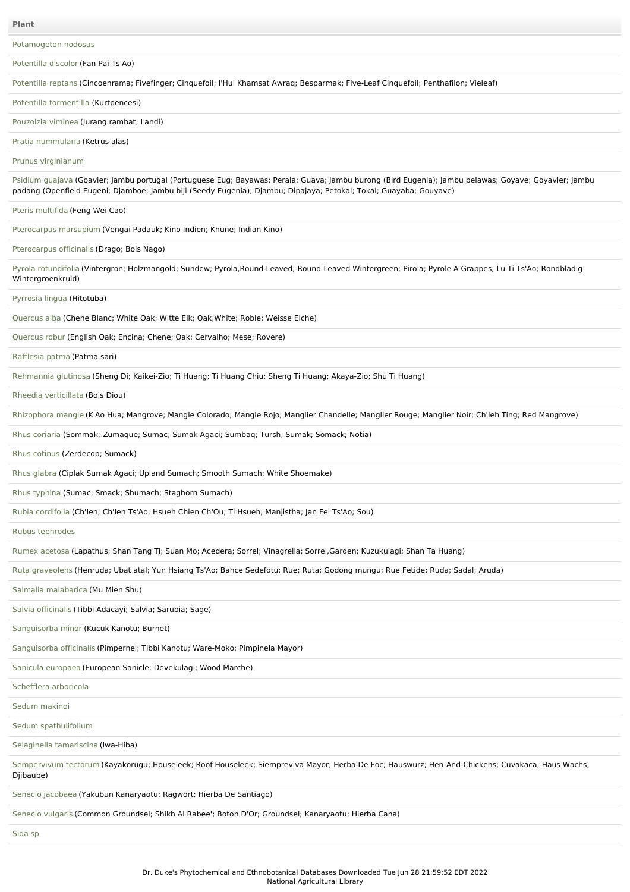| Plant |
| --- |
| Potamogeton nodosus |
| Potentilla discolor (Fan Pai Ts'Ao) |
| Potentilla reptans (Cincoenrama; Fivefinger; Cinquefoil; I'Hul Khamsat Awraq; Besparmak; Five-Leaf Cinquefoil; Penthafilon; Vieleaf) |
| Potentilla tormentilla (Kurtpencesi) |
| Pouzolzia viminea (Jurang rambat; Landi) |
| Pratia nummularia (Ketrus alas) |
| Prunus virginianum |
| Psidium guajava (Goavier; Jambu portugal (Portuguese Eug; Bayawas; Perala; Guava; Jambu burong (Bird Eugenia); Jambu pelawas; Goyave; Goyavier; Jambu padang (Openfield Eugeni; Djamboe; Jambu biji (Seedy Eugenia); Djambu; Dipajaya; Petokal; Tokal; Guayaba; Gouyave) |
| Pteris multifida (Feng Wei Cao) |
| Pterocarpus marsupium (Vengai Padauk; Kino Indien; Khune; Indian Kino) |
| Pterocarpus officinalis (Drago; Bois Nago) |
| Pyrola rotundifolia (Vintergron; Holzmangold; Sundew; Pyrola,Round-Leaved; Round-Leaved Wintergreen; Pirola; Pyrole A Grappes; Lu Ti Ts'Ao; Rondbladig Wintergroenkruid) |
| Pyrrosia lingua (Hitotuba) |
| Quercus alba (Chene Blanc; White Oak; Witte Eik; Oak,White; Roble; Weisse Eiche) |
| Quercus robur (English Oak; Encina; Chene; Oak; Cervalho; Mese; Rovere) |
| Rafflesia patma (Patma sari) |
| Rehmannia glutinosa (Sheng Di; Kaikei-Zio; Ti Huang; Ti Huang Chiu; Sheng Ti Huang; Akaya-Zio; Shu Ti Huang) |
| Rheedia verticillata (Bois Diou) |
| Rhizophora mangle (K'Ao Hua; Mangrove; Mangle Colorado; Mangle Rojo; Manglier Chandelle; Manglier Rouge; Manglier Noir; Ch'Ieh Ting; Red Mangrove) |
| Rhus coriaria (Sommak; Zumaque; Sumac; Sumak Agaci; Sumbaq; Tursh; Sumak; Somack; Notia) |
| Rhus cotinus (Zerdecop; Sumack) |
| Rhus glabra (Ciplak Sumak Agaci; Upland Sumach; Smooth Sumach; White Shoemake) |
| Rhus typhina (Sumac; Smack; Shumach; Staghorn Sumach) |
| Rubia cordifolia (Ch'Ien; Ch'Ien Ts'Ao; Hsueh Chien Ch'Ou; Ti Hsueh; Manjistha; Jan Fei Ts'Ao; Sou) |
| Rubus tephrodes |
| Rumex acetosa (Lapathus; Shan Tang Ti; Suan Mo; Acedera; Sorrel; Vinagrella; Sorrel,Garden; Kuzukulagi; Shan Ta Huang) |
| Ruta graveolens (Henruda; Ubat atal; Yun Hsiang Ts'Ao; Bahce Sedefotu; Rue; Ruta; Godong mungu; Rue Fetide; Ruda; Sadal; Aruda) |
| Salmalia malabarica (Mu Mien Shu) |
| Salvia officinalis (Tibbi Adacayi; Salvia; Sarubia; Sage) |
| Sanguisorba minor (Kucuk Kanotu; Burnet) |
| Sanguisorba officinalis (Pimpernel; Tibbi Kanotu; Ware-Moko; Pimpinela Mayor) |
| Sanicula europaea (European Sanicle; Devekulagi; Wood Marche) |
| Schefflera arboricola |
| Sedum makinoi |
| Sedum spathulifolium |
| Selaginella tamariscina (Iwa-Hiba) |
| Sempervivum tectorum (Kayakorugu; Houseleek; Roof Houseleek; Siempreviva Mayor; Herba De Foc; Hauswurz; Hen-And-Chickens; Cuvakaca; Haus Wachs; Djibaube) |
| Senecio jacobaea (Yakubun Kanaryaotu; Ragwort; Hierba De Santiago) |
| Senecio vulgaris (Common Groundsel; Shikh Al Rabee'; Boton D'Or; Groundsel; Kanaryaotu; Hierba Cana) |
| Sida sp |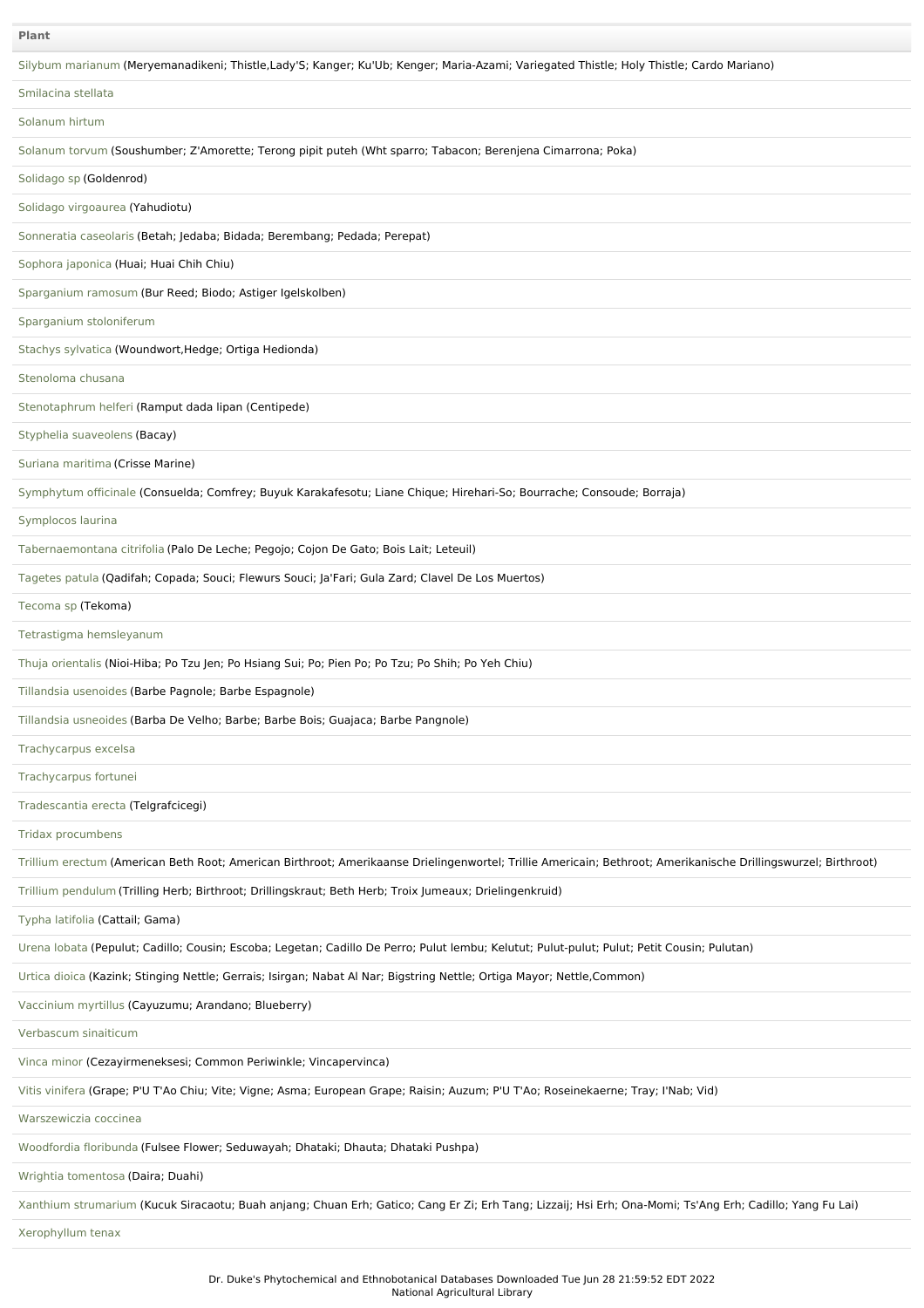| Plant |
| --- |
| Silybum marianum (Meryemanadikeni; Thistle,Lady'S; Kanger; Ku'Ub; Kenger; Maria-Azami; Variegated Thistle; Holy Thistle; Cardo Mariano) |
| Smilacina stellata |
| Solanum hirtum |
| Solanum torvum (Soushumber; Z'Amorette; Terong pipit puteh (Wht sparro; Tabacon; Berenjena Cimarrona; Poka) |
| Solidago sp (Goldenrod) |
| Solidago virgoaurea (Yahudiotu) |
| Sonneratia caseolaris (Betah; Jedaba; Bidada; Berembang; Pedada; Perepat) |
| Sophora japonica (Huai; Huai Chih Chiu) |
| Sparganium ramosum (Bur Reed; Biodo; Astiger Igelskolben) |
| Sparganium stoloniferum |
| Stachys sylvatica (Woundwort,Hedge; Ortiga Hedionda) |
| Stenoloma chusana |
| Stenotaphrum helferi (Ramput dada lipan (Centipede) |
| Styphelia suaveolens (Bacay) |
| Suriana maritima (Crisse Marine) |
| Symphytum officinale (Consuelda; Comfrey; Buyuk Karakafesotu; Liane Chique; Hirehari-So; Bourrache; Consoude; Borraja) |
| Symplocos laurina |
| Tabernaemontana citrifolia (Palo De Leche; Pegojo; Cojon De Gato; Bois Lait; Leteuil) |
| Tagetes patula (Qadifah; Copada; Souci; Flewurs Souci; Ja'Fari; Gula Zard; Clavel De Los Muertos) |
| Tecoma sp (Tekoma) |
| Tetrastigma hemsleyanum |
| Thuja orientalis (Nioi-Hiba; Po Tzu Jen; Po Hsiang Sui; Po; Pien Po; Po Tzu; Po Shih; Po Yeh Chiu) |
| Tillandsia usenoides (Barbe Pagnole; Barbe Espagnole) |
| Tillandsia usneoides (Barba De Velho; Barbe; Barbe Bois; Guajaca; Barbe Pangnole) |
| Trachycarpus excelsa |
| Trachycarpus fortunei |
| Tradescantia erecta (Telgrafcicegi) |
| Tridax procumbens |
| Trillium erectum (American Beth Root; American Birthroot; Amerikaanse Drielingenwortel; Trillie Americain; Bethroot; Amerikanische Drillingswurzel; Birthroot) |
| Trillium pendulum (Trilling Herb; Birthroot; Drillingskraut; Beth Herb; Troix Jumeaux; Drielingenkruid) |
| Typha latifolia (Cattail; Gama) |
| Urena lobata (Pepulut; Cadillo; Cousin; Escoba; Legetan; Cadillo De Perro; Pulut lembu; Kelutut; Pulut-pulut; Pulut; Petit Cousin; Pulutan) |
| Urtica dioica (Kazink; Stinging Nettle; Gerrais; Isirgan; Nabat Al Nar; Bigstring Nettle; Ortiga Mayor; Nettle,Common) |
| Vaccinium myrtillus (Cayuzumu; Arandano; Blueberry) |
| Verbascum sinaiticum |
| Vinca minor (Cezayirmeneksesi; Common Periwinkle; Vincapervinca) |
| Vitis vinifera (Grape; P'U T'Ao Chiu; Vite; Vigne; Asma; European Grape; Raisin; Auzum; P'U T'Ao; Roseinekaerne; Tray; I'Nab; Vid) |
| Warszewiczia coccinea |
| Woodfordia floribunda (Fulsee Flower; Seduwayah; Dhataki; Dhauta; Dhataki Pushpa) |
| Wrightia tomentosa (Daira; Duahi) |
| Xanthium strumarium (Kucuk Siracaotu; Buah anjang; Chuan Erh; Gatico; Cang Er Zi; Erh Tang; Lizzaij; Hsi Erh; Ona-Momi; Ts'Ang Erh; Cadillo; Yang Fu Lai) |
| Xerophyllum tenax |

Dr. Duke's Phytochemical and Ethnobotanical Databases Downloaded Tue Jun 28 21:59:52 EDT 2022
National Agricultural Library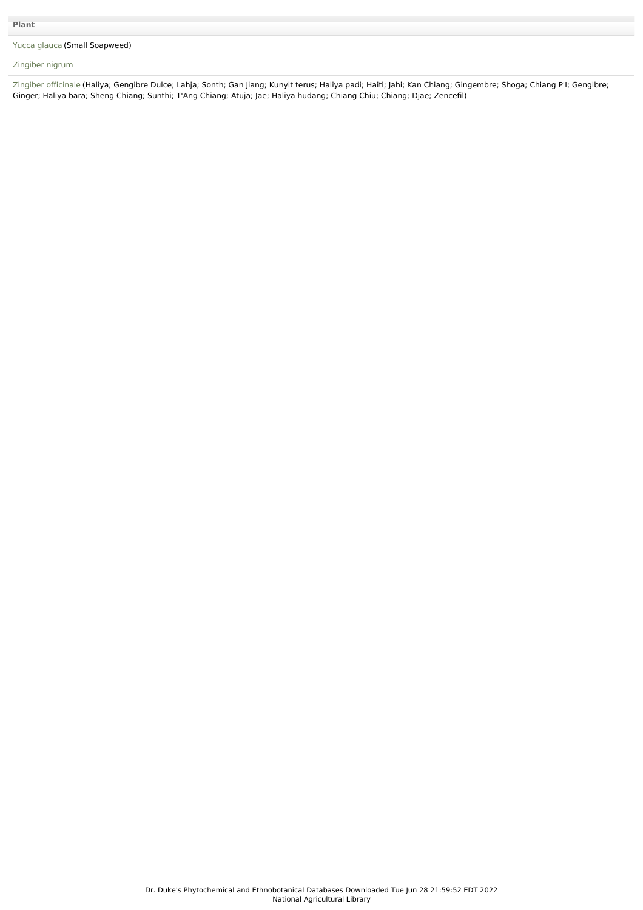| Plant |
| --- |
| Yucca glauca (Small Soapweed) |
| Zingiber nigrum |
| Zingiber officinale (Haliya; Gengibre Dulce; Lahja; Sonth; Gan Jiang; Kunyit terus; Haliya padi; Haiti; Jahi; Kan Chiang; Gingembre; Shoga; Chiang P'I; Gengibre; Ginger; Haliya bara; Sheng Chiang; Sunthi; T'Ang Chiang; Atuja; Jae; Haliya hudang; Chiang Chiu; Chiang; Djae; Zencefil) |

Dr. Duke's Phytochemical and Ethnobotanical Databases Downloaded Tue Jun 28 21:59:52 EDT 2022
National Agricultural Library